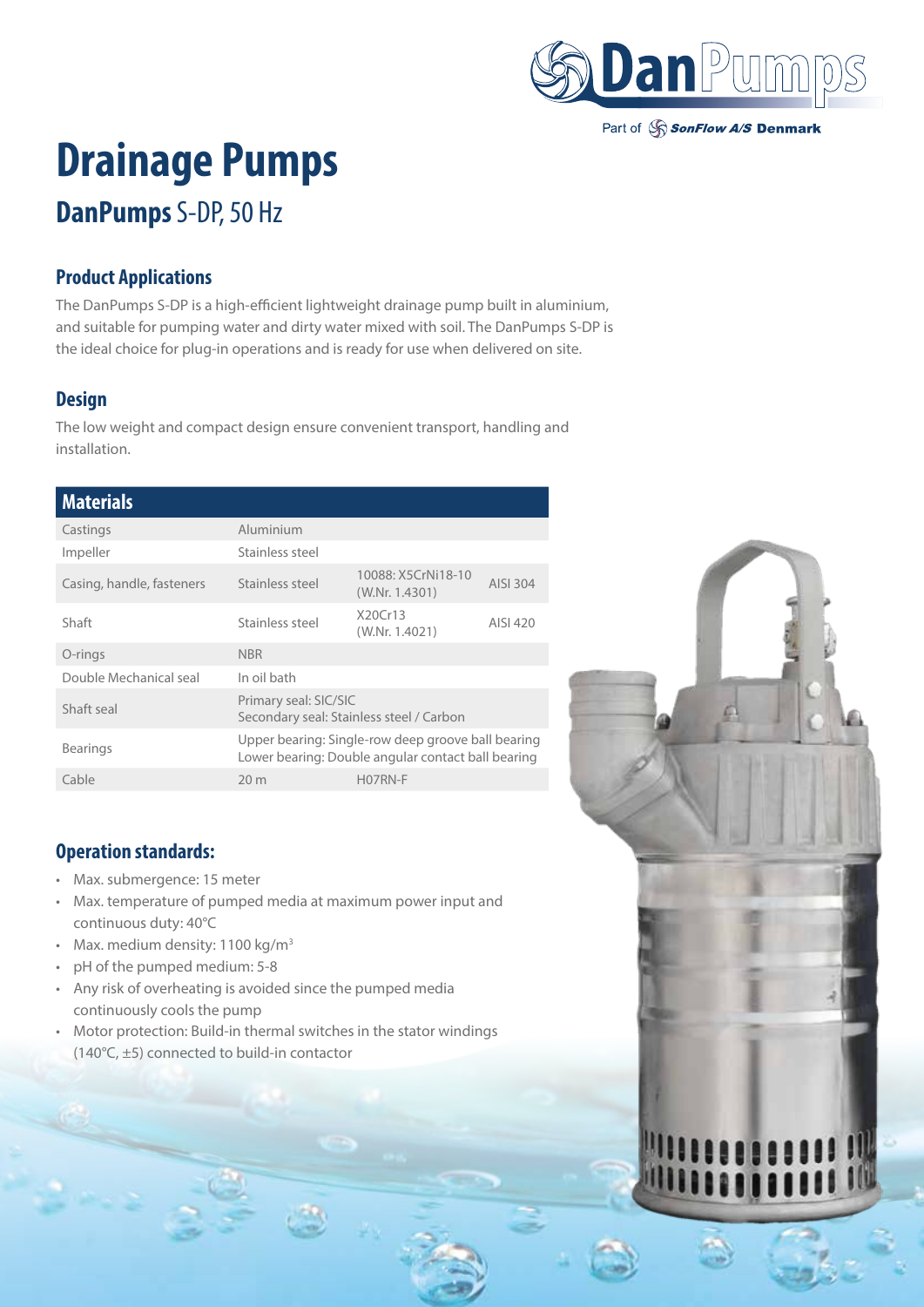DanPumps

Part of SonFlow A/S Denmark

# Drainage Pumps

## DanPumps S-DP, 50 Hz

### Product Applications

The DanPumps S-DP is a high-efficient lightweight drainage pump built in aluminium, and suitable for pumping water and dirty water mixed with soil. The DanPumps S-DP is the ideal choice for plug-in operations and is ready for use when delivered on site.

### Design

The low weight and compact design ensure convenient transport, handling and installation.

| Materials | | | |
|---|---|---|---|
| Castings | Aluminium | | |
| Impeller | Stainless steel | | |
| Casing, handle, fasteners | Stainless steel | 10088: X5CrNi18-10 (W.Nr. 1.4301) | AISI 304 |
| Shaft | Stainless steel | X20Cr13 (W.Nr. 1.4021) | AISI 420 |
| O-rings | NBR | | |
| Double Mechanical seal | In oil bath | | |
| Shaft seal | Primary seal: SIC/SIC<br>Secondary seal: Stainless steel / Carbon | | |
| Bearings | Upper bearing: Single-row deep groove ball bearing<br>Lower bearing: Double angular contact ball bearing | | |
| Cable | 20 m | H07RN-F | |

### Operation standards:

- Max. submergence: 15 meter
- Max. temperature of pumped media at maximum power input and continuous duty: 40°C
- Max. medium density: 1100 kg/m$^3$
- pH of the pumped medium: 5-8
- Any risk of overheating is avoided since the pumped media continuously cools the pump
- Motor protection: Build-in thermal switches in the stator windings (140°C, ±5) connected to build-in contactor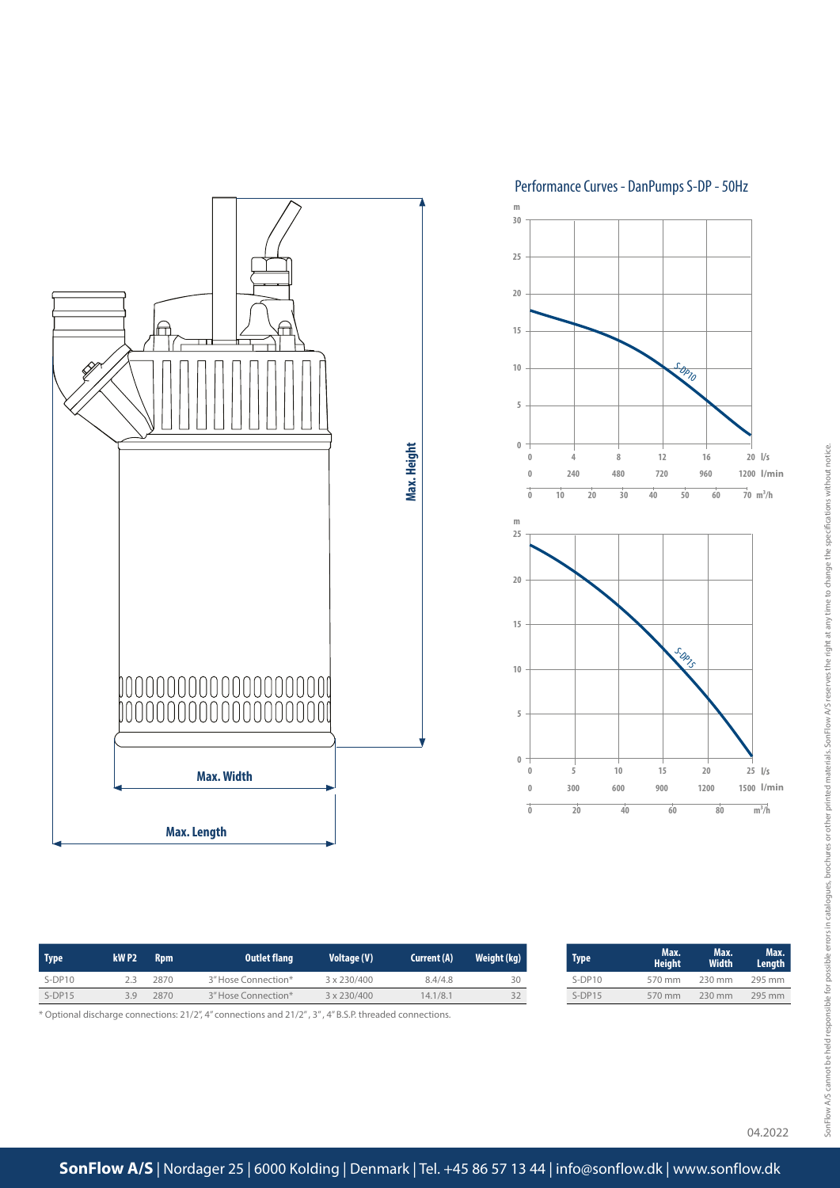Max. Height

Max. Width

Max. Length

## Performance Curves - DanPumps S-DP - 50Hz

m
30
25
20
15
10
5
0
S-DP10
0 4 8 12 16 20 l/s
0 240 480 720 960 1200 l/min
0 10 20 30 40 50 60 70 m³/h

m
25
20
15
10
5
0
S-DP15
0 5 10 15 20 25 l/s
0 300 600 900 1200 1500 l/min
0 20 40 60 80 m³/h

| Type | kW P2 | Rpm | Outlet flang | Voltage (V) | Current (A) | Weight (kg) |
|---|---|---|---|---|---|---|
| S-DP10 | 2.3 | 2870 | 3" Hose Connection* | 3 x 230/400 | 8.4/4.8 | 30 |
| S-DP15 | 3.9 | 2870 | 3" Hose Connection* | 3 x 230/400 | 14.1/8.1 | 32 |

* Optional discharge connections: 21/2", 4" connections and 21/2" , 3" , 4" B.S.P. threaded connections.

| Type | Max. Height | Max. Width | Max. Length |
|---|---|---|---|
| S-DP10 | 570 mm | 230 mm | 295 mm |
| S-DP15 | 570 mm | 230 mm | 295 mm |

SonFlow A/S cannot be held responsible for possible errors in catalogues, brochures or other printed materials. SonFlow A/S reserves the right at any time to change the specifications without notice.

04.2022

**SonFlow A/S** | Nordager 25 | 6000 Kolding | Denmark | Tel. +45 86 57 13 44 | info@sonflow.dk | www.sonflow.dk